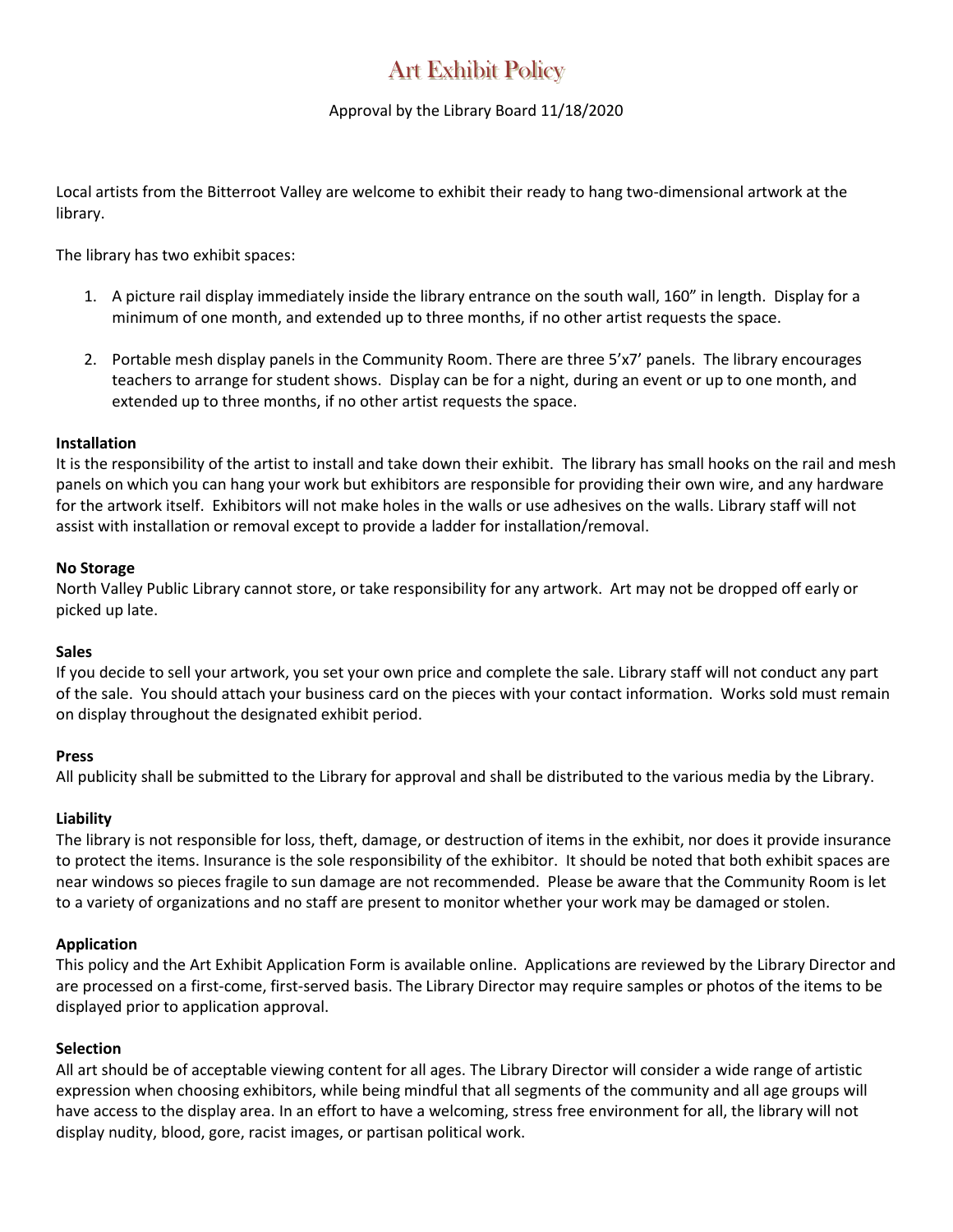# Art Exhibit Policy

Approval by the Library Board 11/18/2020

Local artists from the Bitterroot Valley are welcome to exhibit their ready to hang two-dimensional artwork at the library.

The library has two exhibit spaces:

1. A picture rail display immediately inside the library entrance on the south wall, 160" in length. Display for a minimum of one month, and extended up to three months, if no other artist requests the space.

2. Portable mesh display panels in the Community Room. There are three 5'x7' panels. The library encourages teachers to arrange for student shows. Display can be for a night, during an event or up to one month, and extended up to three months, if no other artist requests the space.

**Installation**
It is the responsibility of the artist to install and take down their exhibit. The library has small hooks on the rail and mesh panels on which you can hang your work but exhibitors are responsible for providing their own wire, and any hardware for the artwork itself. Exhibitors will not make holes in the walls or use adhesives on the walls. Library staff will not assist with installation or removal except to provide a ladder for installation/removal.

**No Storage**
North Valley Public Library cannot store, or take responsibility for any artwork. Art may not be dropped off early or picked up late.

**Sales**
If you decide to sell your artwork, you set your own price and complete the sale. Library staff will not conduct any part of the sale. You should attach your business card on the pieces with your contact information. Works sold must remain on display throughout the designated exhibit period.

**Press**
All publicity shall be submitted to the Library for approval and shall be distributed to the various media by the Library.

**Liability**
The library is not responsible for loss, theft, damage, or destruction of items in the exhibit, nor does it provide insurance to protect the items. Insurance is the sole responsibility of the exhibitor. It should be noted that both exhibit spaces are near windows so pieces fragile to sun damage are not recommended. Please be aware that the Community Room is let to a variety of organizations and no staff are present to monitor whether your work may be damaged or stolen.

**Application**
This policy and the Art Exhibit Application Form is available online. Applications are reviewed by the Library Director and are processed on a first-come, first-served basis. The Library Director may require samples or photos of the items to be displayed prior to application approval.

**Selection**
All art should be of acceptable viewing content for all ages. The Library Director will consider a wide range of artistic expression when choosing exhibitors, while being mindful that all segments of the community and all age groups will have access to the display area. In an effort to have a welcoming, stress free environment for all, the library will not display nudity, blood, gore, racist images, or partisan political work.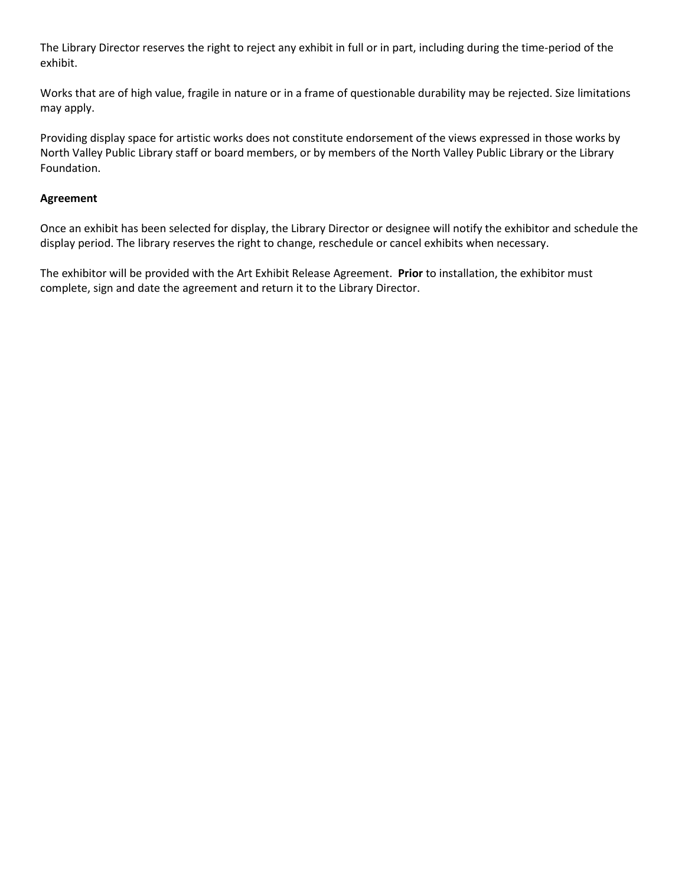The Library Director reserves the right to reject any exhibit in full or in part, including during the time-period of the exhibit.

Works that are of high value, fragile in nature or in a frame of questionable durability may be rejected. Size limitations may apply.

Providing display space for artistic works does not constitute endorsement of the views expressed in those works by North Valley Public Library staff or board members, or by members of the North Valley Public Library or the Library Foundation.

**Agreement**

Once an exhibit has been selected for display, the Library Director or designee will notify the exhibitor and schedule the display period. The library reserves the right to change, reschedule or cancel exhibits when necessary.

The exhibitor will be provided with the Art Exhibit Release Agreement. **Prior** to installation, the exhibitor must complete, sign and date the agreement and return it to the Library Director.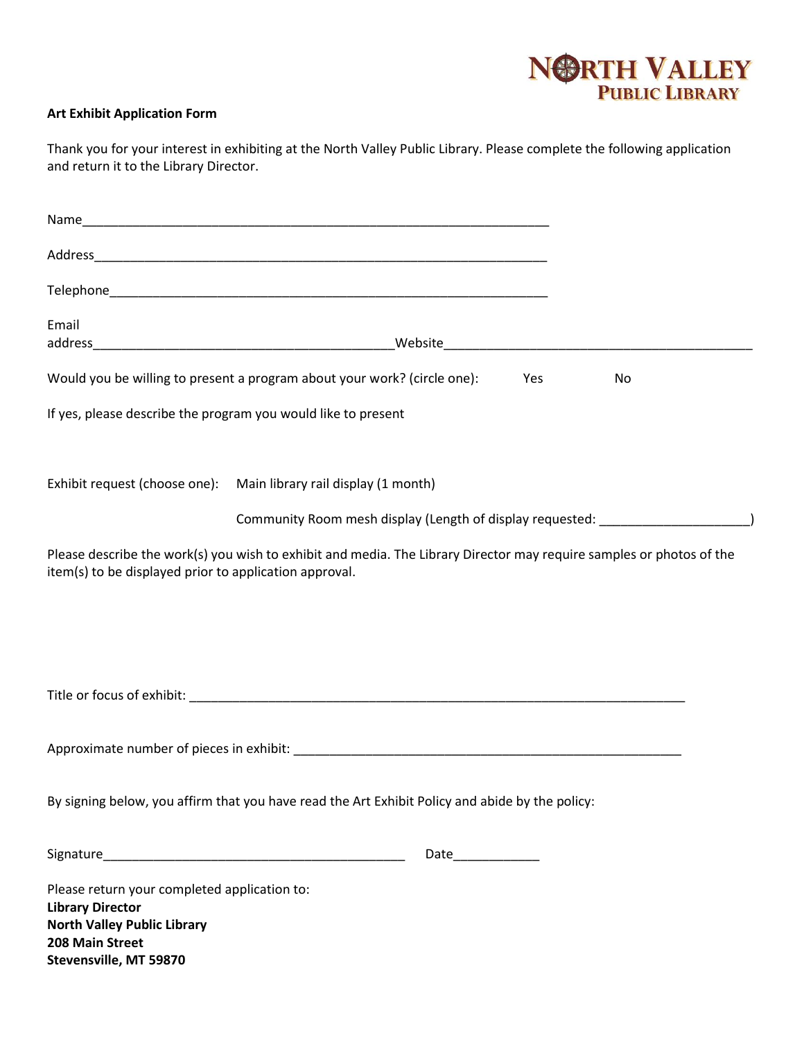NORTH VALLEY
PUBLIC LIBRARY

**Art Exhibit Application Form**

Thank you for your interest in exhibiting at the North Valley Public Library. Please complete the following application and return it to the Library Director.

Name_______________________________________________________________

Address_____________________________________________________________

Telephone___________________________________________________________

Email address_________________________________________Website___________________________________________

Would you be willing to present a program about your work? (circle one): Yes No

If yes, please describe the program you would like to present

Exhibit request (choose one): Main library rail display (1 month)

Community Room mesh display (Length of display requested: ____________________)

Please describe the work(s) you wish to exhibit and media. The Library Director may require samples or photos of the item(s) to be displayed prior to application approval.

Title or focus of exhibit: ____________________________________________________________________

Approximate number of pieces in exhibit: _____________________________________________________

By signing below, you affirm that you have read the Art Exhibit Policy and abide by the policy:

Signature__________________________________________ Date____________

Please return your completed application to:
**Library Director**
**North Valley Public Library**
**208 Main Street**
**Stevensville, MT 59870**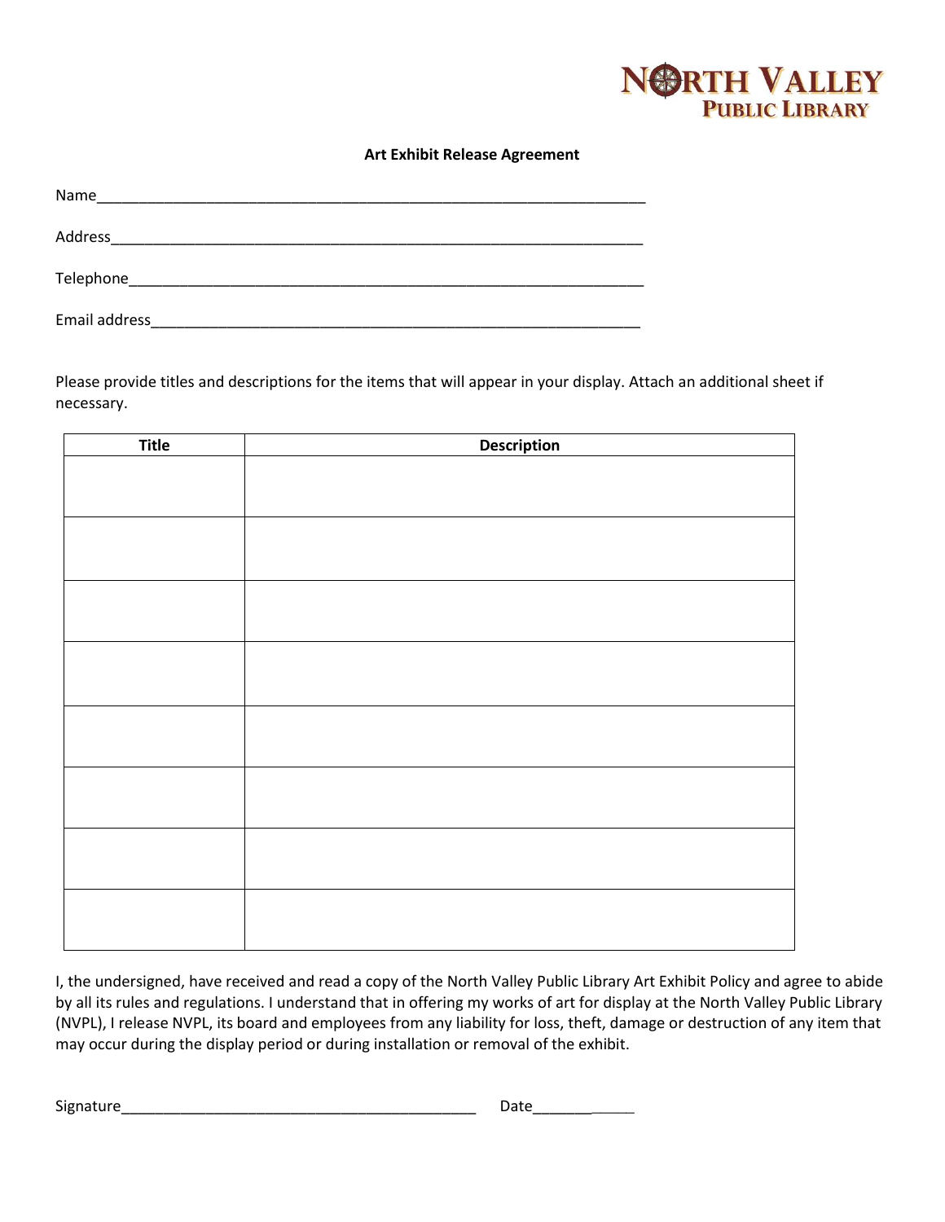North Valley Public Library

**Art Exhibit Release Agreement**

Name___________________________________________________________________

Address_________________________________________________________________

Telephone_______________________________________________________________

Email address____________________________________________________________

Please provide titles and descriptions for the items that will appear in your display. Attach an additional sheet if necessary.

| Title | Description |
|---|---|
| | |
| | |
| | |
| | |
| | |
| | |
| | |
| | |

I, the undersigned, have received and read a copy of the North Valley Public Library Art Exhibit Policy and agree to abide by all its rules and regulations. I understand that in offering my works of art for display at the North Valley Public Library (NVPL), I release NVPL, its board and employees from any liability for loss, theft, damage or destruction of any item that may occur during the display period or during installation or removal of the exhibit.

Signature___________________________________________ Date____________